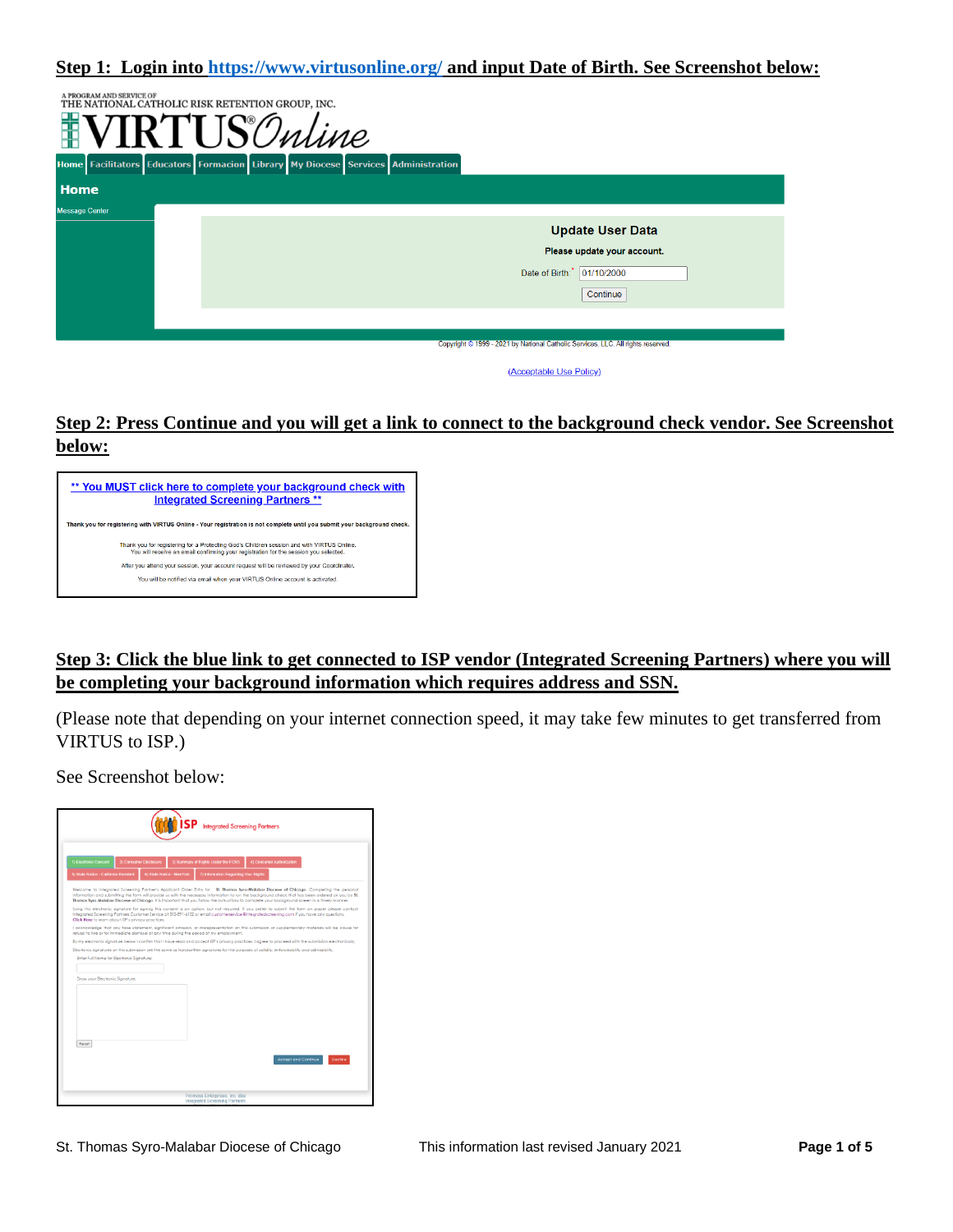**Step 1: Login into https://www.virtusonline.org/ and input Date of Birth. See Screenshot below:**

A PROGRAM AND SERVICE OF THE NATIONAL CATHOLIC RISK RETENTION GROUP, INC.

VIRTUS® Online

Home | Facilitators | Educators | Formacion | Library | My Diocese | Services | Administration

Home

Message Center

Update User Data

Please update your account.

Date of Birth: * 01/10/2000

Continue

Copyright © 1999 - 2021 by National Catholic Services, LLC. All rights reserved.

(Acceptable Use Policy)

**Step 2: Press Continue and you will get a link to connect to the background check vendor. See Screenshot below:**

** You MUST click here to complete your background check with Integrated Screening Partners **

Thank you for registering with VIRTUS Online - Your registration is not complete until you submit your background check.

Thank you for registering for a Protecting God's Children session and with VIRTUS Online. You will receive an email confirming your registration for the session you selected.

After you attend your session, your account request will be reviewed by your Coordinator.

You will be notified via email when your VIRTUS Online account is activated.

**Step 3: Click the blue link to get connected to ISP vendor (Integrated Screening Partners) where you will be completing your background information which requires address and SSN.**

(Please note that depending on your internet connection speed, it may take few minutes to get transferred from VIRTUS to ISP.)

See Screenshot below:

ISP Integrated Screening Partners

1) Electronic Consent | 2) Consumer Disclosure | 3) Summary of Rights Under the FCRA | 4) Consumer Authorization | 5) State Notice - California Resident | 6) State Notice - New York | 7) Information Regarding Your Rights

Accept and Continue | Decline

St. Thomas Syro-Malabar Diocese of Chicago — This information last revised January 2021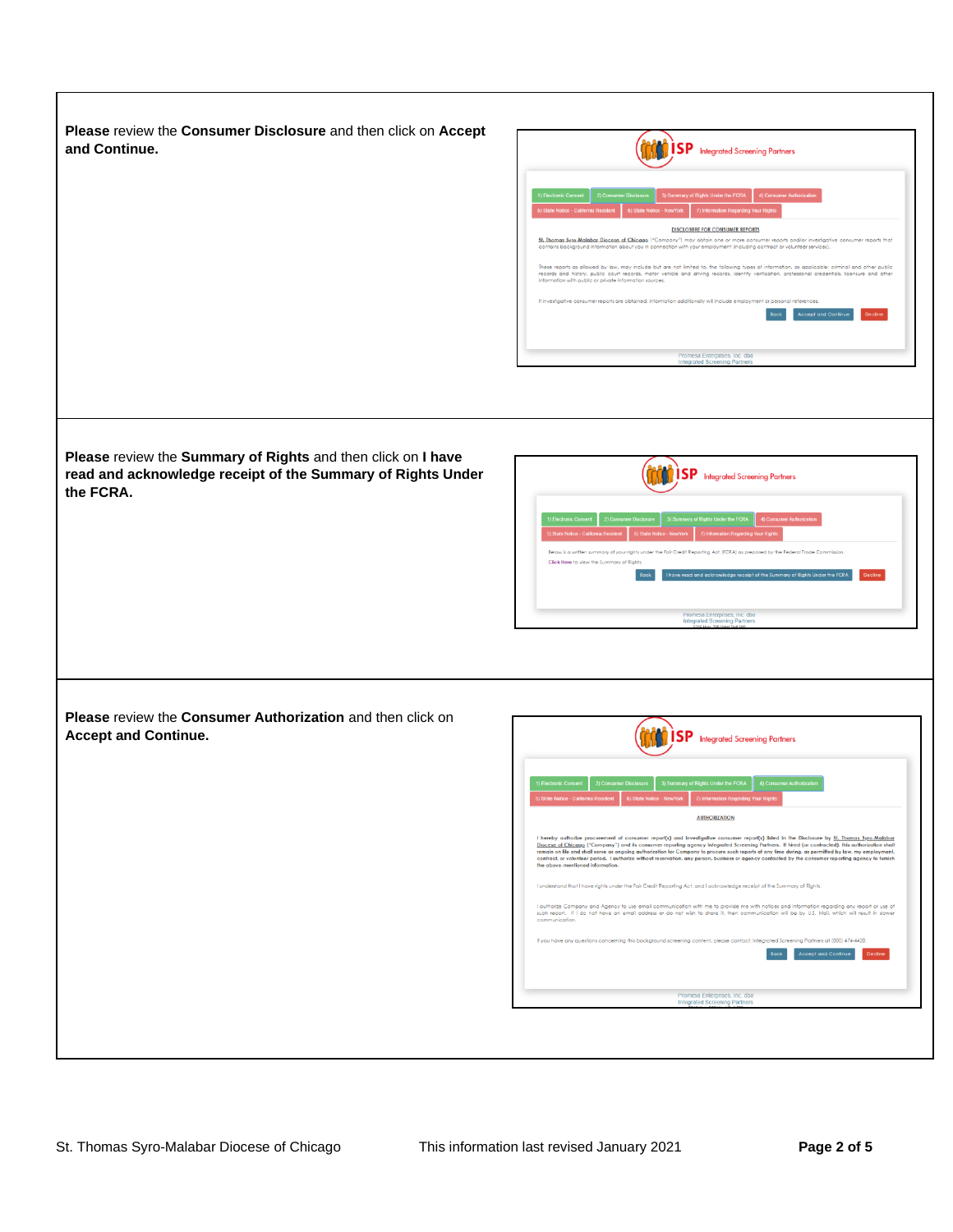**Please** review the **Consumer Disclosure** and then click on **Accept and Continue.**

**Please** review the **Summary of Rights** and then click on **I have read and acknowledge receipt of the Summary of Rights Under the FCRA.**

**Please** review the **Consumer Authorization** and then click on **Accept and Continue.**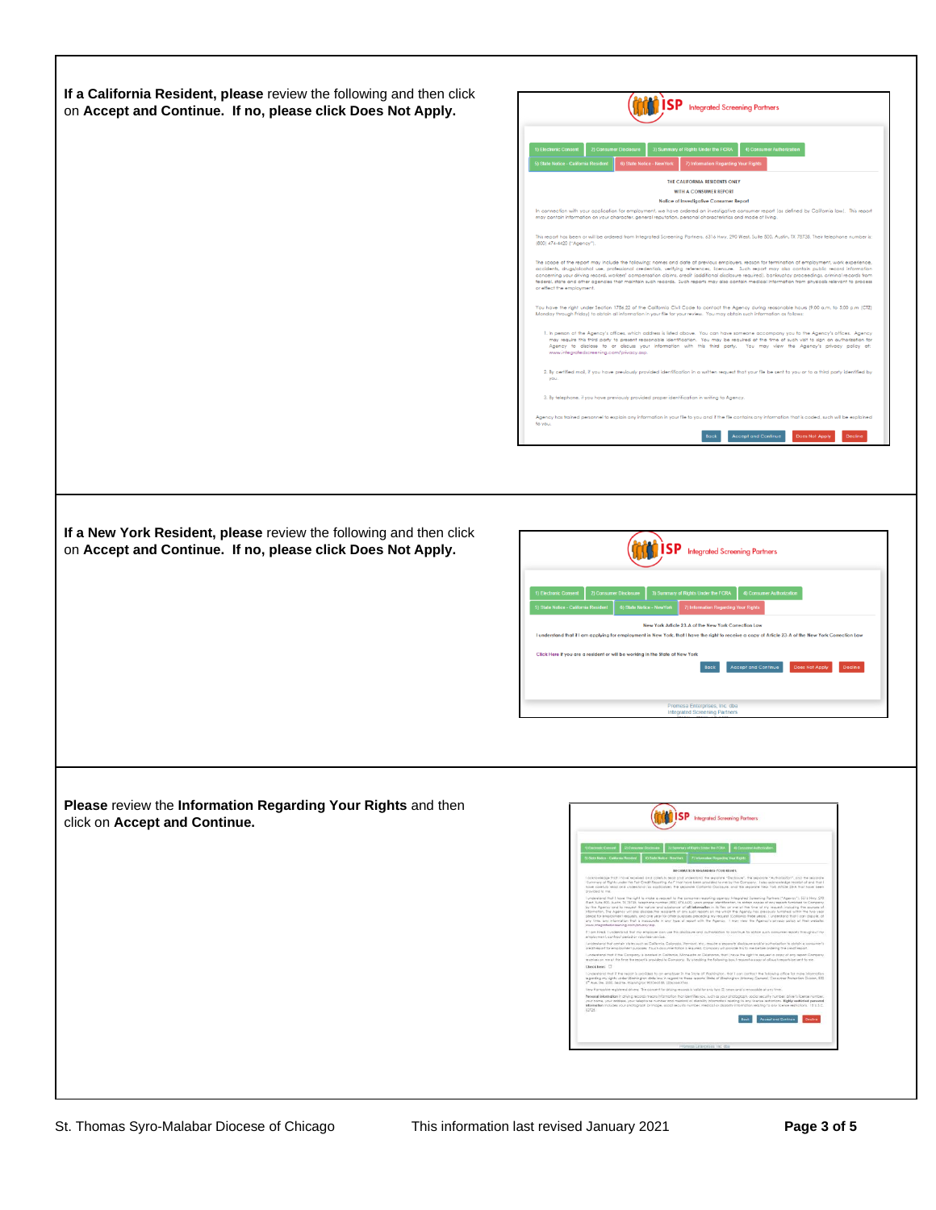**If a California Resident, please** review the following and then click on **Accept and Continue. If no, please click Does Not Apply.**

ISP Integrated Screening Partners

1) Electronic Consent | 2) Consumer Disclosure | 3) Summary of Rights Under the FCRA | 4) Consumer Authorization | 5) State Notice - California Resident | 6) State Notice - New York | 7) Information Regarding Your Rights

THE CALIFORNIA RESIDENTS ONLY

WITH A CONSUMER REPORT

Notice of Investigative Consumer Report

In connection with your application for employment, we have ordered an investigative consumer report (as defined by California law). This report may contain information on your character, general reputation, personal characteristics and mode of living.

This report has been or will be ordered from Integrated Screening Partners, 6316 Hwy. 290 West, Suite 800, Austin, TX 78736. Their telephone number is (800) 474-4420 ("Agency").

The scope of the report may include the following: names and date of previous employers, reason for termination of employment, work experience, accidents, drug/alcohol use, professional credentials, verifying references, licensure. Such report may also contain public record information concerning your driving record, workers' compensation claims, credit (additional disclosure required), bankruptcy proceedings, criminal records from federal, state and other agencies that maintain such records. Such reports may also contain medical information from physicals relevant to process or effect the employment.

You have the right under Section 1786.22 of the California Civil Code to contact the Agency during reasonable hours (9:00 a.m. to 5:00 p.m. (CT)) Monday through Friday) to obtain all information in your file for your review. You may obtain such information as follows:

1. In person at the Agency's offices, which address is listed above. You can have someone accompany you to the Agency's offices. Agency may require this third party to present reasonable identification. You may be required at the time of such visit to sign an authorization for Agency to disclose to or discuss your information with this third party. You may view the Agency's privacy policy at: www.integratedscreening.com/privacy.asp.
2. By certified mail, if you have previously provided identification in a written request that your file be sent to you or to a third party identified by you.
3. By telephone, if you have previously provided proper identification in writing to Agency.

Agency has trained personnel to explain any information in your file to you and if the file contains any information that is coded, such will be explained to you.

Back | Accept and Continue | Does Not Apply | Decline

---

**If a New York Resident, please** review the following and then click on **Accept and Continue. If no, please click Does Not Apply.**

ISP Integrated Screening Partners

1) Electronic Consent | 2) Consumer Disclosure | 3) Summary of Rights Under the FCRA | 4) Consumer Authorization | 5) State Notice - California Resident | 6) State Notice - New York | 7) Information Regarding Your Rights

New York Article 23-A of the New York Correction Law

I understand that if I am applying for employment in New York, that I have the right to receive a copy of Article 23-A of the New York Correction Law

Click Here if you are a resident or will be working in the State of New York

Back | Accept and Continue | Does Not Apply | Decline

Promesa Enterprises, Inc. dba Integrated Screening Partners

---

**Please** review the **Information Regarding Your Rights** and then click on **Accept and Continue.**

ISP Integrated Screening Partners

1) Electronic Consent | 2) Consumer Disclosure | 3) Summary of Rights Under the FCRA | 4) Consumer Authorization | 5) State Notice - California Resident | 6) State Notice - New York | 7) Information Regarding Your Rights

INFORMATION REGARDING YOUR RIGHTS

Back | Accept and Continue | Decline

Promesa Enterprises, Inc. dba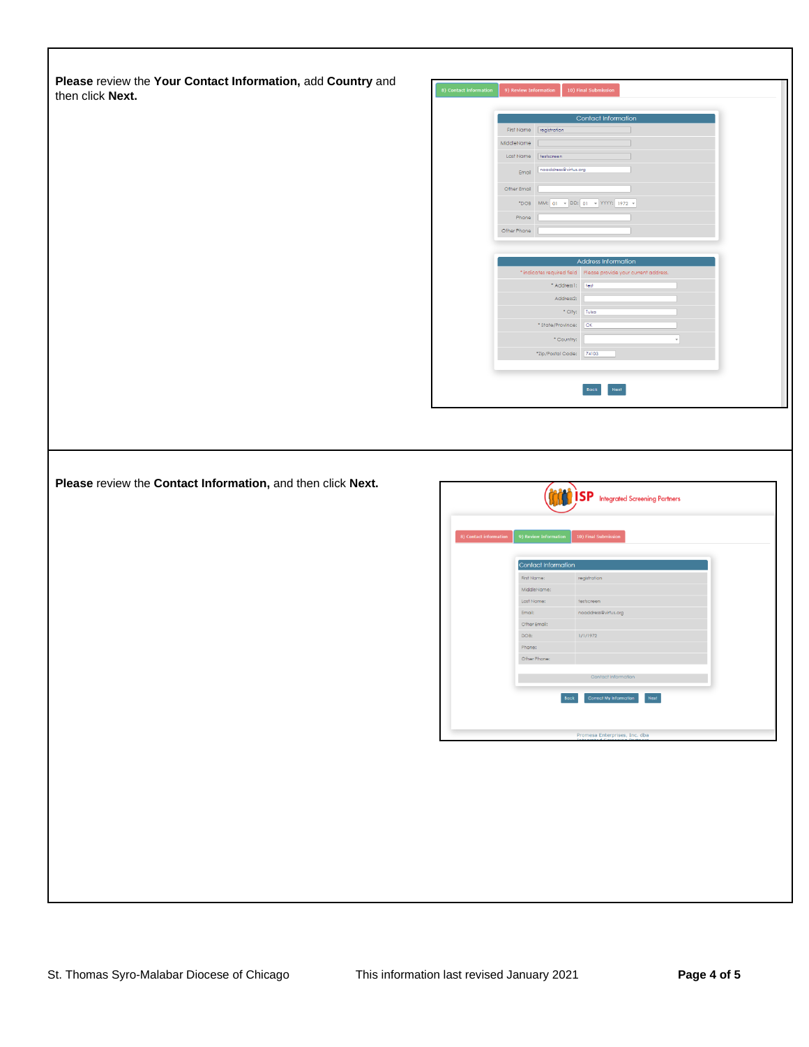**Please** review the **Your Contact Information,** add **Country** and then click **Next.**

**Please** review the **Contact Information,** and then click **Next.**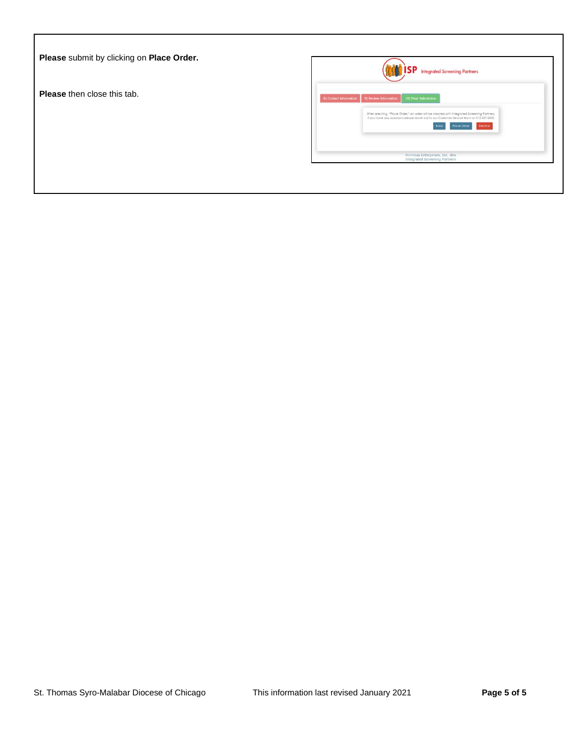**Please** submit by clicking on **Place Order.**

**Please** then close this tab.